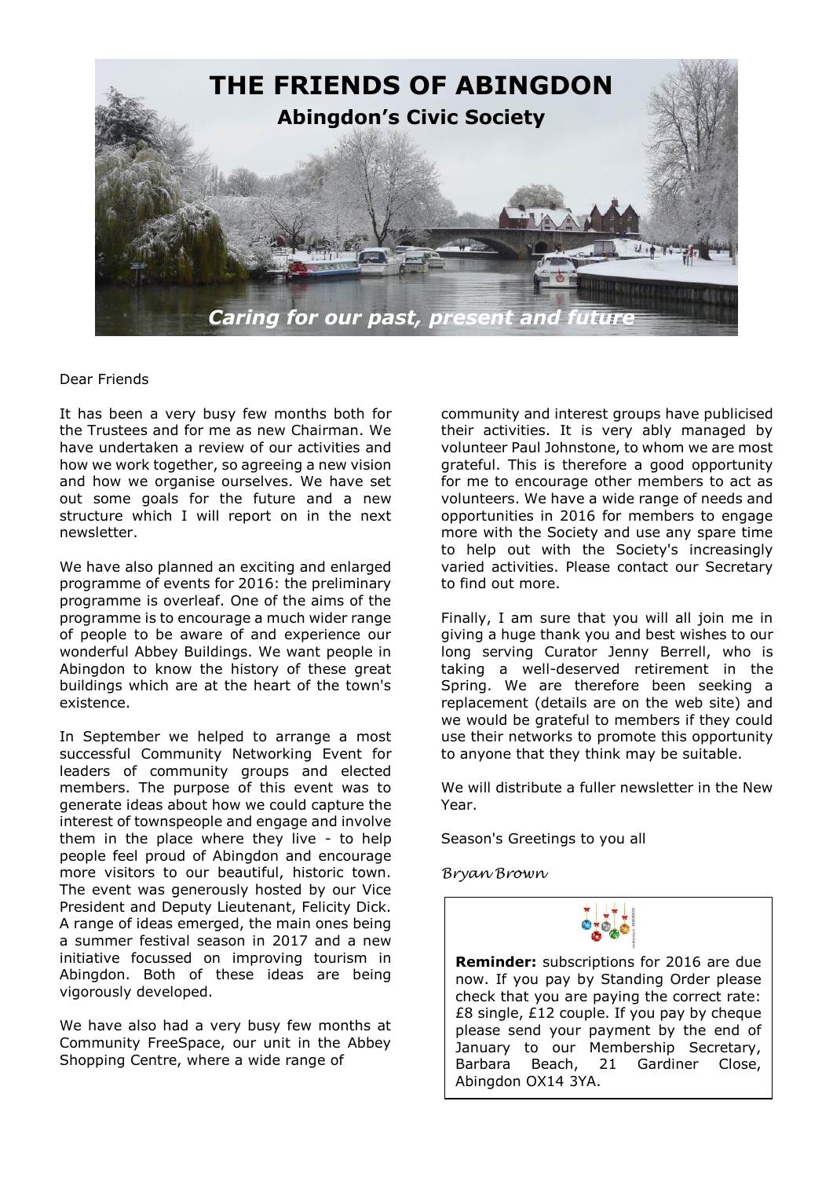# THE FRIENDS OF ABINGDON

## Abingdon's Civic Society

*Caring for our past, present and future*

Dear Friends

It has been a very busy few months both for the Trustees and for me as new Chairman. We have undertaken a review of our activities and how we work together, so agreeing a new vision and how we organise ourselves. We have set out some goals for the future and a new structure which I will report on in the next newsletter.

We have also planned an exciting and enlarged programme of events for 2016: the preliminary programme is overleaf. One of the aims of the programme is to encourage a much wider range of people to be aware of and experience our wonderful Abbey Buildings. We want people in Abingdon to know the history of these great buildings which are at the heart of the town's existence.

In September we helped to arrange a most successful Community Networking Event for leaders of community groups and elected members. The purpose of this event was to generate ideas about how we could capture the interest of townspeople and engage and involve them in the place where they live - to help people feel proud of Abingdon and encourage more visitors to our beautiful, historic town. The event was generously hosted by our Vice President and Deputy Lieutenant, Felicity Dick. A range of ideas emerged, the main ones being a summer festival season in 2017 and a new initiative focussed on improving tourism in Abingdon. Both of these ideas are being vigorously developed.

We have also had a very busy few months at Community FreeSpace, our unit in the Abbey Shopping Centre, where a wide range of community and interest groups have publicised their activities. It is very ably managed by volunteer Paul Johnstone, to whom we are most grateful. This is therefore a good opportunity for me to encourage other members to act as volunteers. We have a wide range of needs and opportunities in 2016 for members to engage more with the Society and use any spare time to help out with the Society's increasingly varied activities. Please contact our Secretary to find out more.

Finally, I am sure that you will all join me in giving a huge thank you and best wishes to our long serving Curator Jenny Berrell, who is taking a well-deserved retirement in the Spring. We are therefore been seeking a replacement (details are on the web site) and we would be grateful to members if they could use their networks to promote this opportunity to anyone that they think may be suitable.

We will distribute a fuller newsletter in the New Year.

Season's Greetings to you all

*Bryan Brown*

**Reminder:** subscriptions for 2016 are due now. If you pay by Standing Order please check that you are paying the correct rate: £8 single, £12 couple. If you pay by cheque please send your payment by the end of January to our Membership Secretary, Barbara Beach, 21 Gardiner Close, Abingdon OX14 3YA.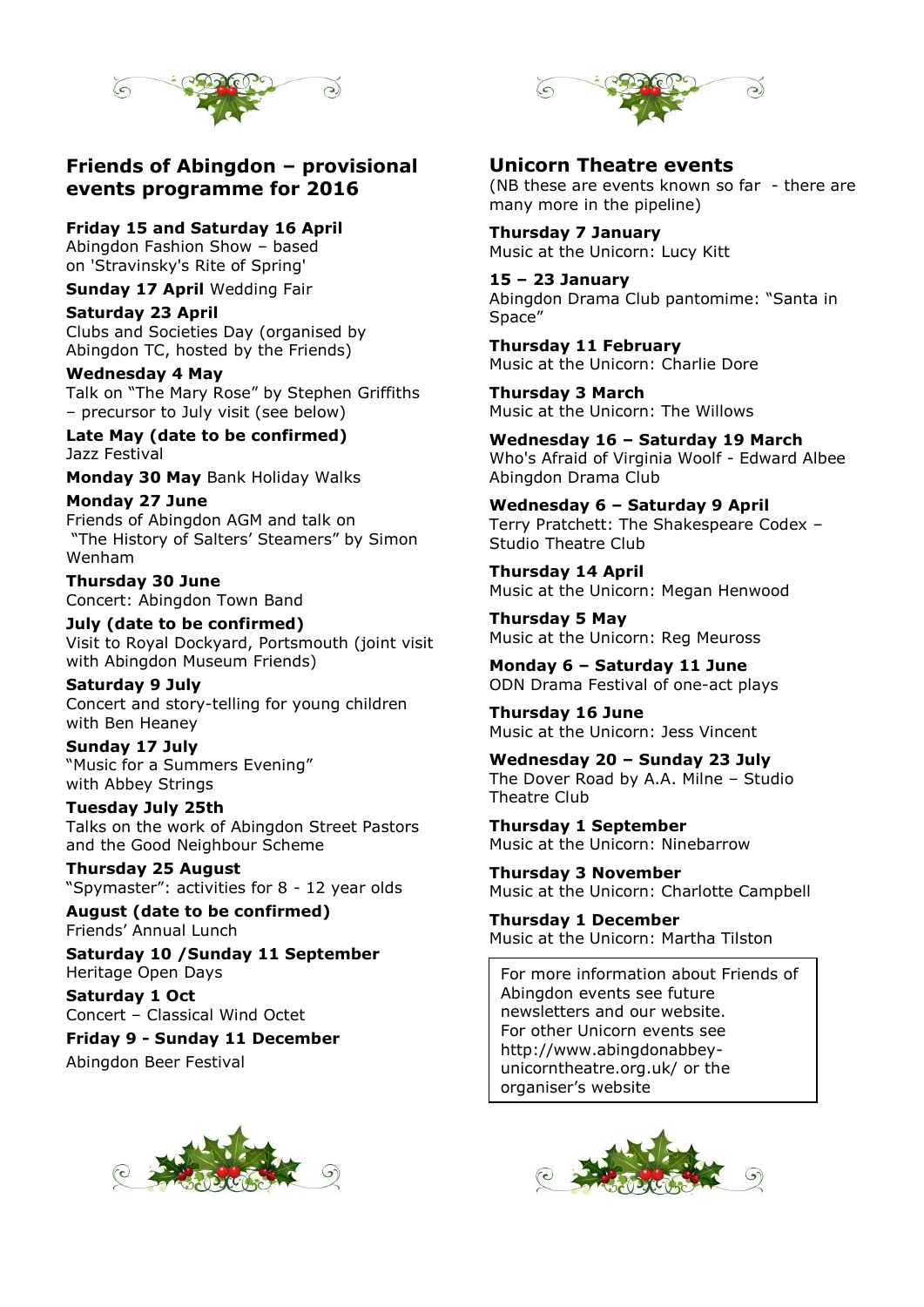## Friends of Abingdon – provisional events programme for 2016

**Friday 15 and Saturday 16 April**
Abingdon Fashion Show – based on 'Stravinsky's Rite of Spring'

**Sunday 17 April** Wedding Fair

**Saturday 23 April**
Clubs and Societies Day (organised by Abingdon TC, hosted by the Friends)

**Wednesday 4 May**
Talk on "The Mary Rose" by Stephen Griffiths – precursor to July visit (see below)

**Late May (date to be confirmed)**
Jazz Festival

**Monday 30 May** Bank Holiday Walks

**Monday 27 June**
Friends of Abingdon AGM and talk on "The History of Salters' Steamers" by Simon Wenham

**Thursday 30 June**
Concert: Abingdon Town Band

**July (date to be confirmed)**
Visit to Royal Dockyard, Portsmouth (joint visit with Abingdon Museum Friends)

**Saturday 9 July**
Concert and story-telling for young children with Ben Heaney

**Sunday 17 July**
"Music for a Summers Evening" with Abbey Strings

**Tuesday July 25th**
Talks on the work of Abingdon Street Pastors and the Good Neighbour Scheme

**Thursday 25 August**
"Spymaster": activities for 8 - 12 year olds

**August (date to be confirmed)**
Friends' Annual Lunch

**Saturday 10 /Sunday 11 September**
Heritage Open Days

**Saturday 1 Oct**
Concert – Classical Wind Octet

**Friday 9 - Sunday 11 December**
Abingdon Beer Festival

## Unicorn Theatre events

(NB these are events known so far - there are many more in the pipeline)

**Thursday 7 January**
Music at the Unicorn: Lucy Kitt

**15 – 23 January**
Abingdon Drama Club pantomime: "Santa in Space"

**Thursday 11 February**
Music at the Unicorn: Charlie Dore

**Thursday 3 March**
Music at the Unicorn: The Willows

**Wednesday 16 – Saturday 19 March**
Who's Afraid of Virginia Woolf - Edward Albee Abingdon Drama Club

**Wednesday 6 – Saturday 9 April**
Terry Pratchett: The Shakespeare Codex – Studio Theatre Club

**Thursday 14 April**
Music at the Unicorn: Megan Henwood

**Thursday 5 May**
Music at the Unicorn: Reg Meuross

**Monday 6 – Saturday 11 June**
ODN Drama Festival of one-act plays

**Thursday 16 June**
Music at the Unicorn: Jess Vincent

**Wednesday 20 – Sunday 23 July**
The Dover Road by A.A. Milne – Studio Theatre Club

**Thursday 1 September**
Music at the Unicorn: Ninebarrow

**Thursday 3 November**
Music at the Unicorn: Charlotte Campbell

**Thursday 1 December**
Music at the Unicorn: Martha Tilston

For more information about Friends of Abingdon events see future newsletters and our website. For other Unicorn events see http://www.abingdonabbey-unicorntheatre.org.uk/ or the organiser's website